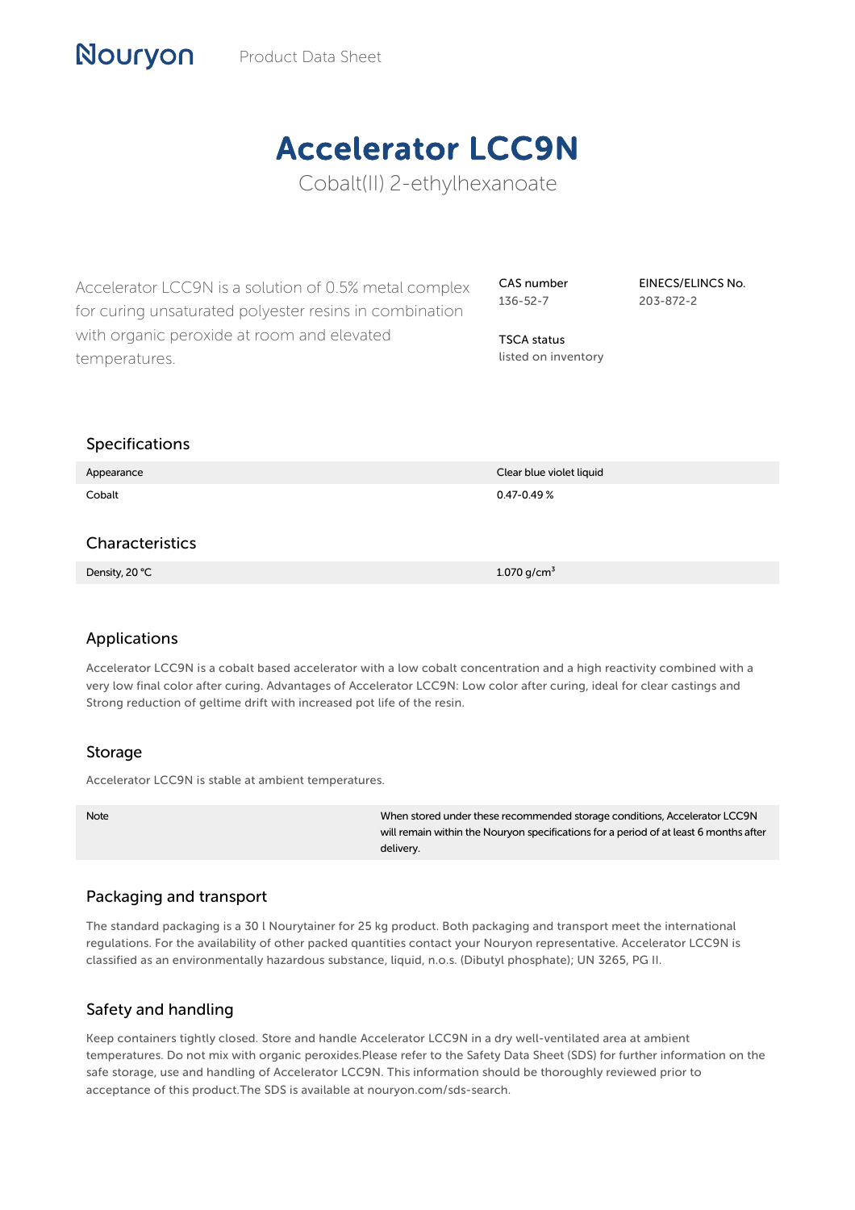Nouryon Product Data Sheet

# Accelerator LCC9N

Cobalt(II) 2-ethylhexanoate

Accelerator LCC9N is a solution of 0.5% metal complex for curing unsaturated polyester resins in combination with organic peroxide at room and elevated temperatures.

**CAS number**
136-52-7

**EINECS/ELINCS No.**
203-872-2

**TSCA status**
listed on inventory

## Specifications

| | |
|---|---|
| Appearance | Clear blue violet liquid |
| Cobalt | 0.47-0.49 % |

## Characteristics

| | |
|---|---|
| Density, 20 °C | 1.070 g/cm$^3$ |

## Applications

Accelerator LCC9N is a cobalt based accelerator with a low cobalt concentration and a high reactivity combined with a very low final color after curing. Advantages of Accelerator LCC9N: Low color after curing, ideal for clear castings and Strong reduction of geltime drift with increased pot life of the resin.

## Storage

Accelerator LCC9N is stable at ambient temperatures.

| | |
|---|---|
| Note | When stored under these recommended storage conditions, Accelerator LCC9N will remain within the Nouryon specifications for a period of at least 6 months after delivery. |

## Packaging and transport

The standard packaging is a 30 l Nourytainer for 25 kg product. Both packaging and transport meet the international regulations. For the availability of other packed quantities contact your Nouryon representative. Accelerator LCC9N is classified as an environmentally hazardous substance, liquid, n.o.s. (Dibutyl phosphate); UN 3265, PG II.

## Safety and handling

Keep containers tightly closed. Store and handle Accelerator LCC9N in a dry well-ventilated area at ambient temperatures. Do not mix with organic peroxides.Please refer to the Safety Data Sheet (SDS) for further information on the safe storage, use and handling of Accelerator LCC9N. This information should be thoroughly reviewed prior to acceptance of this product.The SDS is available at nouryon.com/sds-search.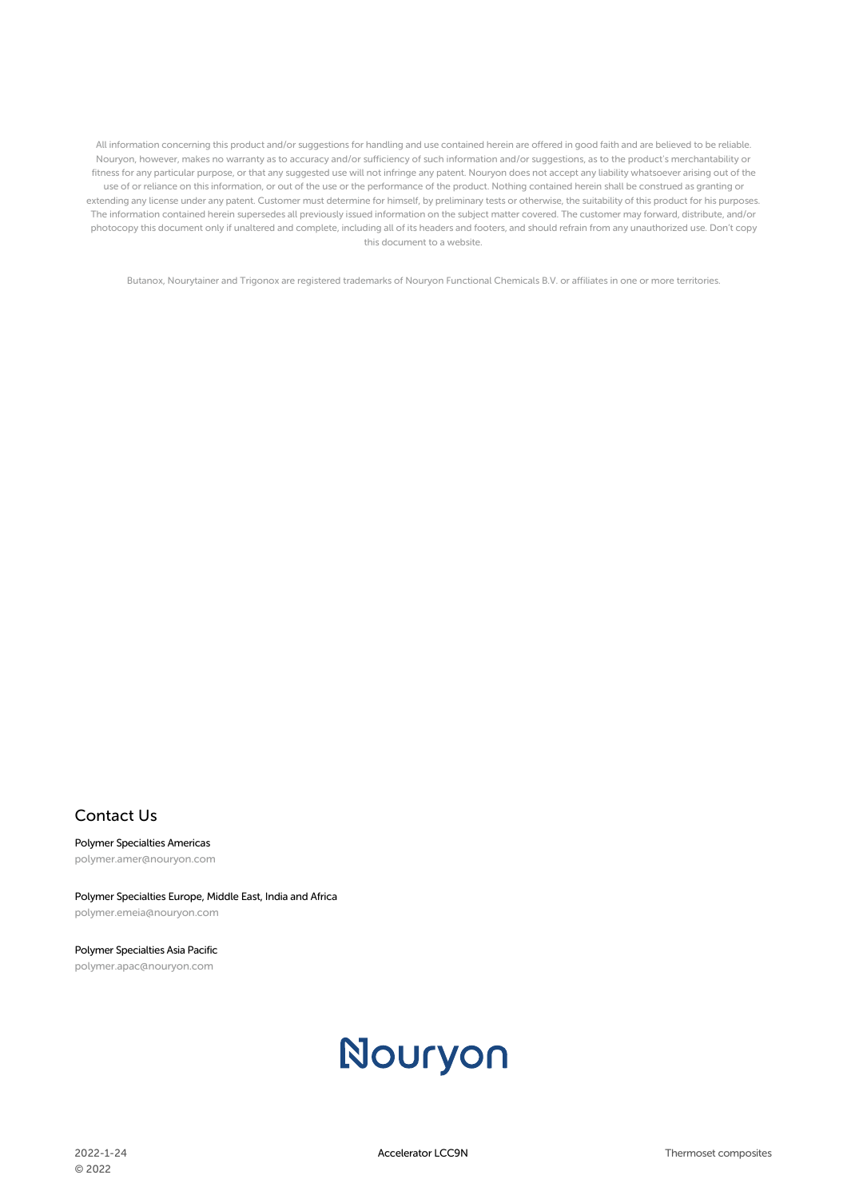All information concerning this product and/or suggestions for handling and use contained herein are offered in good faith and are believed to be reliable. Nouryon, however, makes no warranty as to accuracy and/or sufficiency of such information and/or suggestions, as to the product's merchantability or fitness for any particular purpose, or that any suggested use will not infringe any patent. Nouryon does not accept any liability whatsoever arising out of the use of or reliance on this information, or out of the use or the performance of the product. Nothing contained herein shall be construed as granting or extending any license under any patent. Customer must determine for himself, by preliminary tests or otherwise, the suitability of this product for his purposes. The information contained herein supersedes all previously issued information on the subject matter covered. The customer may forward, distribute, and/or photocopy this document only if unaltered and complete, including all of its headers and footers, and should refrain from any unauthorized use. Don't copy this document to a website.

Butanox, Nourytainer and Trigonox are registered trademarks of Nouryon Functional Chemicals B.V. or affiliates in one or more territories.

## Contact Us

Polymer Specialties Americas
polymer.amer@nouryon.com

Polymer Specialties Europe, Middle East, India and Africa
polymer.emeia@nouryon.com

Polymer Specialties Asia Pacific
polymer.apac@nouryon.com

Nouryon

2022-1-24
© 2022

Accelerator LCC9N

Thermoset composites